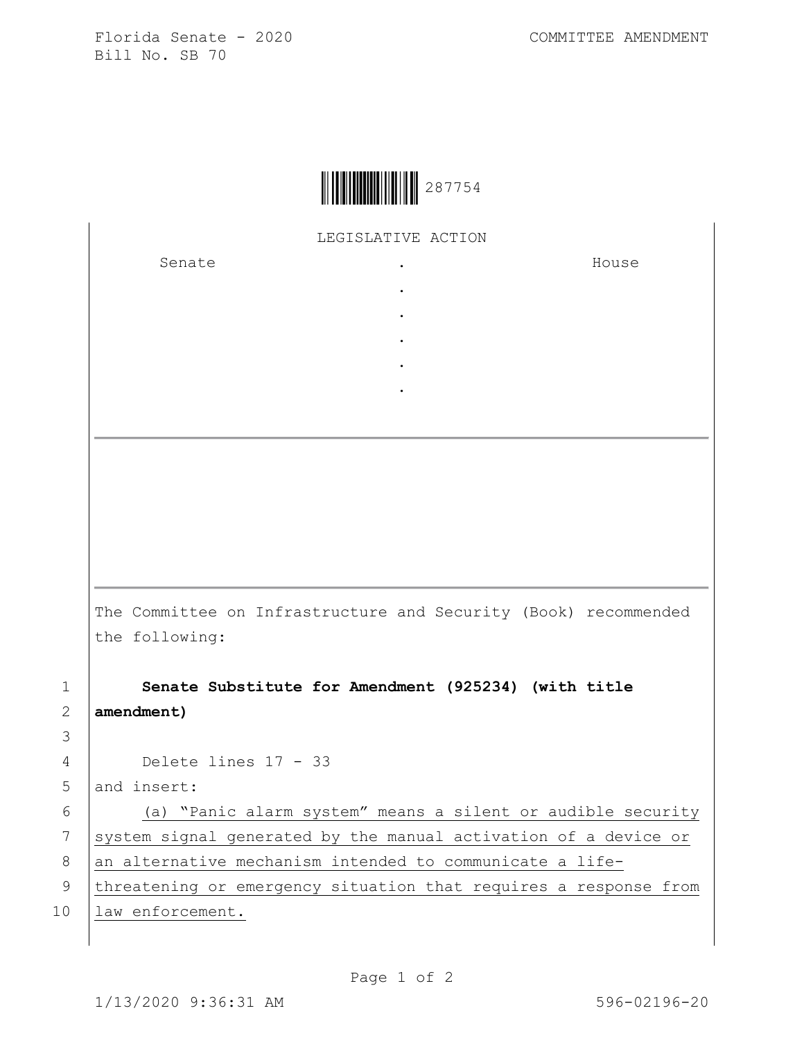Florida Senate - 2020
Bill No. SB 70

COMMITTEE AMENDMENT

287754

LEGISLATIVE ACTION

| Senate | . | House |
|---|---|---|
| | . | |
| | . | |
| | . | |
| | . | |
| | . | |

The Committee on Infrastructure and Security (Book) recommended the following:

1 **Senate Substitute for Amendment (925234) (with title**
2 **amendment)**
3
4 Delete lines 17 - 33
5 and insert:
6 (a) "Panic alarm system" means a silent or audible security
7 system signal generated by the manual activation of a device or
8 an alternative mechanism intended to communicate a life-
9 threatening or emergency situation that requires a response from
10 law enforcement.

1/13/2020 9:36:31 AM 596-02196-20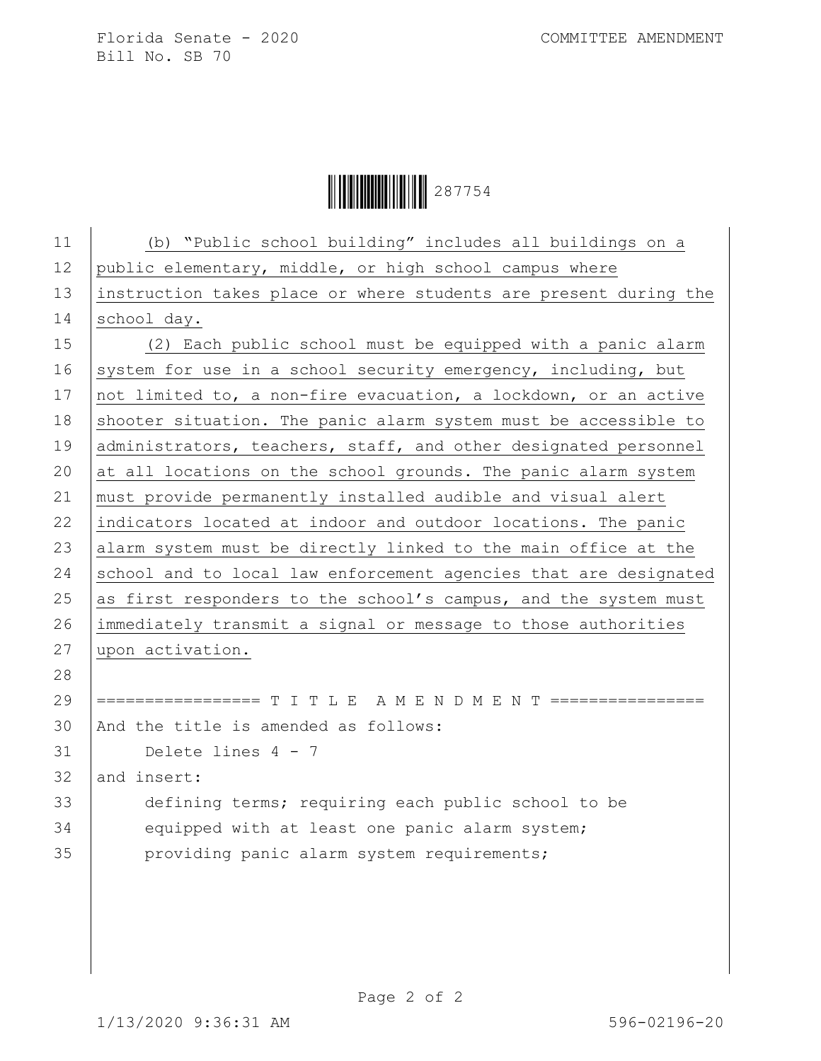(b) “Public school building” includes all buildings on a public elementary, middle, or high school campus where instruction takes place or where students are present during the school day.

(2) Each public school must be equipped with a panic alarm system for use in a school security emergency, including, but not limited to, a non-fire evacuation, a lockdown, or an active shooter situation. The panic alarm system must be accessible to administrators, teachers, staff, and other designated personnel at all locations on the school grounds. The panic alarm system must provide permanently installed audible and visual alert indicators located at indoor and outdoor locations. The panic alarm system must be directly linked to the main office at the school and to local law enforcement agencies that are designated as first responders to the school’s campus, and the system must immediately transmit a signal or message to those authorities upon activation.

================= T I T L E  A M E N D M E N T ================

And the title is amended as follows:

Delete lines 4 - 7

and insert:

defining terms; requiring each public school to be equipped with at least one panic alarm system; providing panic alarm system requirements;